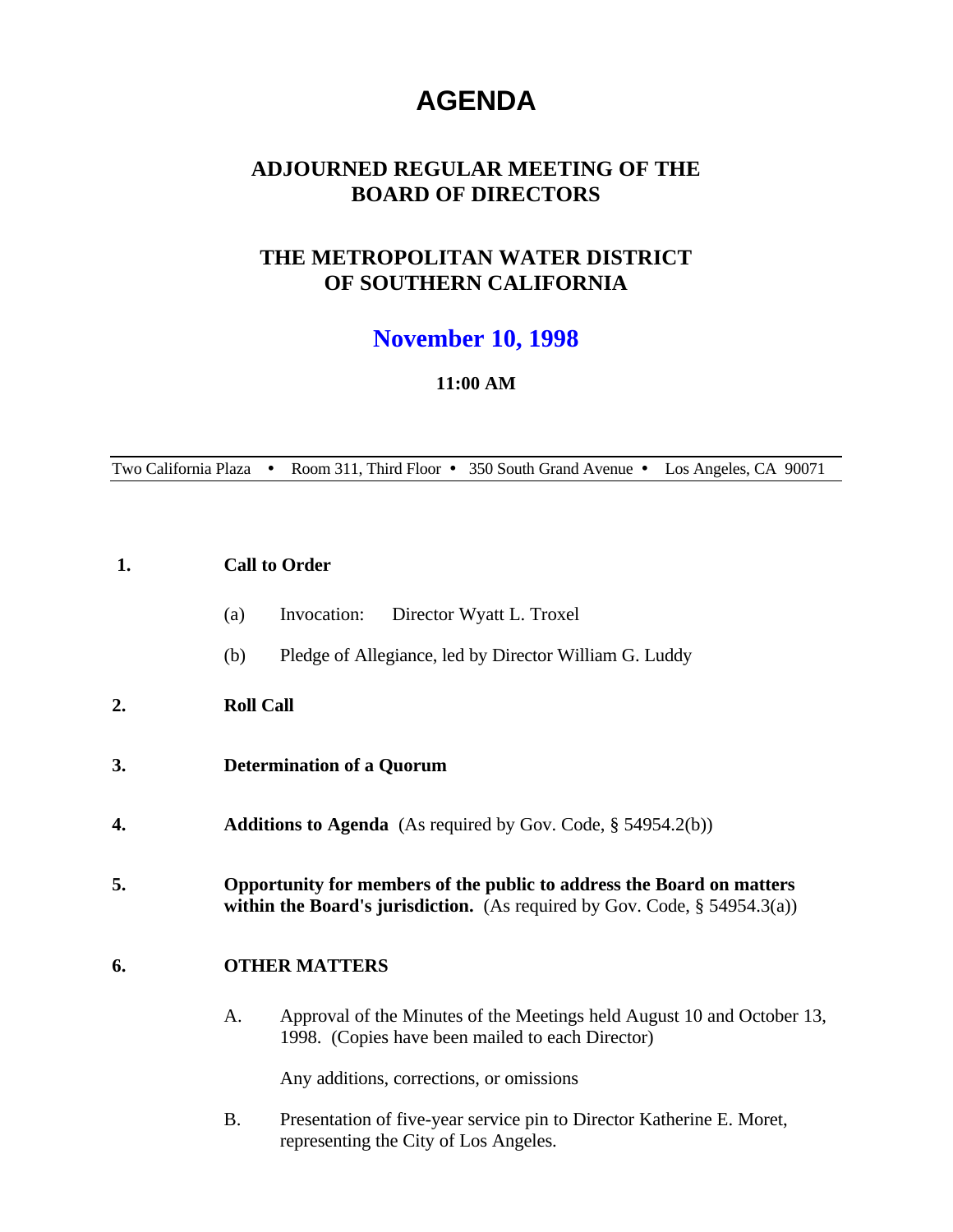# AGENDA

## ADJOURNED REGULAR MEETING OF THE BOARD OF DIRECTORS

## THE METROPOLITAN WATER DISTRICT OF SOUTHERN CALIFORNIA

## November 10, 1998

**11:00 AM**

Two California Plaza • Room 311, Third Floor • 350 South Grand Avenue • Los Angeles, CA 90071

**1. Call to Order**

(a) Invocation: Director Wyatt L. Troxel

(b) Pledge of Allegiance, led by Director William G. Luddy

**2. Roll Call**

**3. Determination of a Quorum**

**4. Additions to Agenda** (As required by Gov. Code, § 54954.2(b))

**5. Opportunity for members of the public to address the Board on matters within the Board's jurisdiction.** (As required by Gov. Code, § 54954.3(a))

**6. OTHER MATTERS**

A. Approval of the Minutes of the Meetings held August 10 and October 13, 1998. (Copies have been mailed to each Director)

Any additions, corrections, or omissions

B. Presentation of five-year service pin to Director Katherine E. Moret, representing the City of Los Angeles.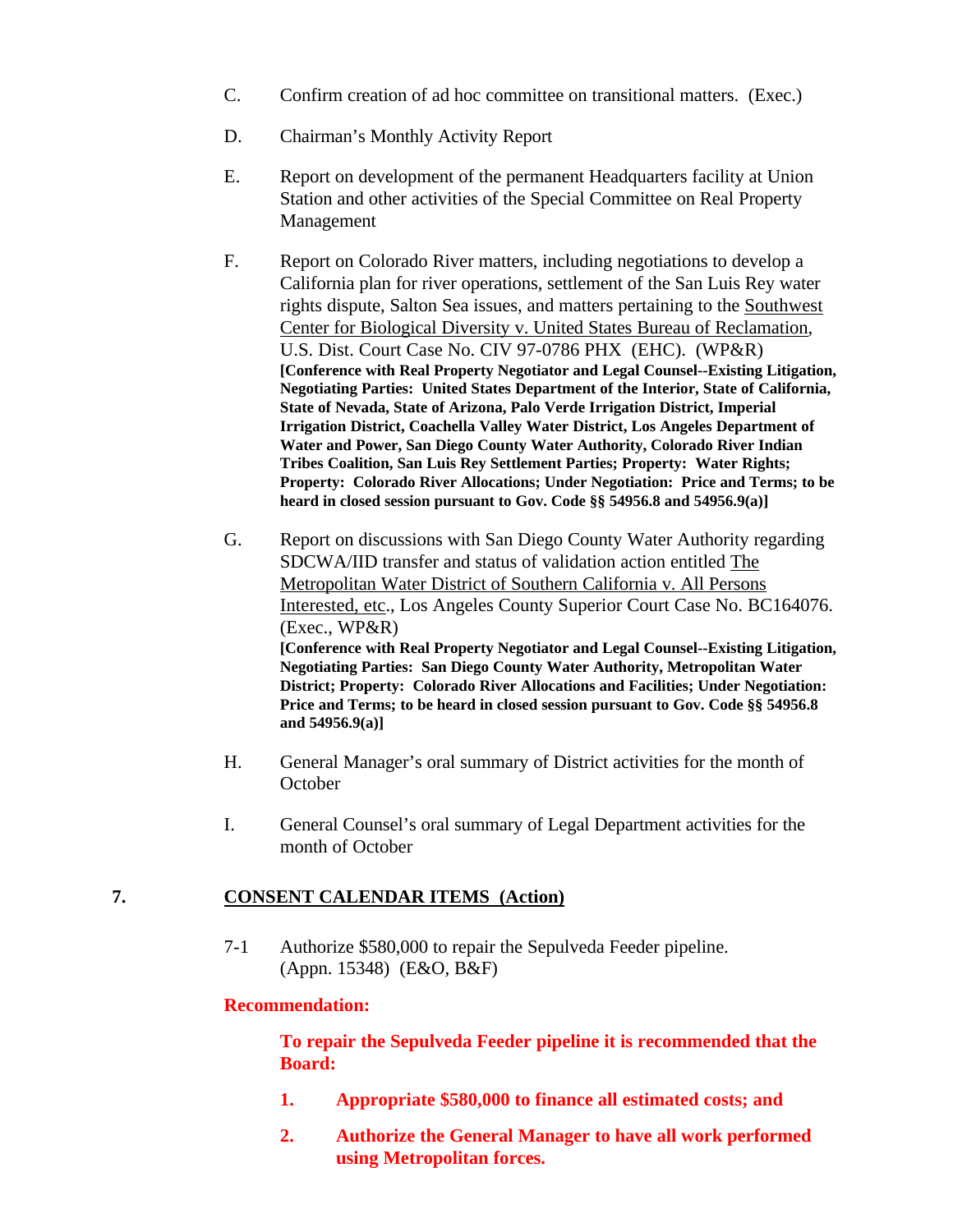C. Confirm creation of ad hoc committee on transitional matters. (Exec.)

D. Chairman's Monthly Activity Report

E. Report on development of the permanent Headquarters facility at Union Station and other activities of the Special Committee on Real Property Management

F. Report on Colorado River matters, including negotiations to develop a California plan for river operations, settlement of the San Luis Rey water rights dispute, Salton Sea issues, and matters pertaining to the Southwest Center for Biological Diversity v. United States Bureau of Reclamation, U.S. Dist. Court Case No. CIV 97-0786 PHX (EHC). (WP&R)
**[Conference with Real Property Negotiator and Legal Counsel--Existing Litigation, Negotiating Parties: United States Department of the Interior, State of California, State of Nevada, State of Arizona, Palo Verde Irrigation District, Imperial Irrigation District, Coachella Valley Water District, Los Angeles Department of Water and Power, San Diego County Water Authority, Colorado River Indian Tribes Coalition, San Luis Rey Settlement Parties; Property: Water Rights; Property: Colorado River Allocations; Under Negotiation: Price and Terms; to be heard in closed session pursuant to Gov. Code §§ 54956.8 and 54956.9(a)]**

G. Report on discussions with San Diego County Water Authority regarding SDCWA/IID transfer and status of validation action entitled The Metropolitan Water District of Southern California v. All Persons Interested, etc., Los Angeles County Superior Court Case No. BC164076. (Exec., WP&R)
**[Conference with Real Property Negotiator and Legal Counsel--Existing Litigation, Negotiating Parties: San Diego County Water Authority, Metropolitan Water District; Property: Colorado River Allocations and Facilities; Under Negotiation: Price and Terms; to be heard in closed session pursuant to Gov. Code §§ 54956.8 and 54956.9(a)]**

H. General Manager's oral summary of District activities for the month of October

I. General Counsel's oral summary of Legal Department activities for the month of October

## 7. CONSENT CALENDAR ITEMS (Action)

7-1 Authorize $580,000 to repair the Sepulveda Feeder pipeline. (Appn. 15348) (E&O, B&F)

**Recommendation:**

**To repair the Sepulveda Feeder pipeline it is recommended that the Board:**

1. **Appropriate $580,000 to finance all estimated costs; and**
2. **Authorize the General Manager to have all work performed using Metropolitan forces.**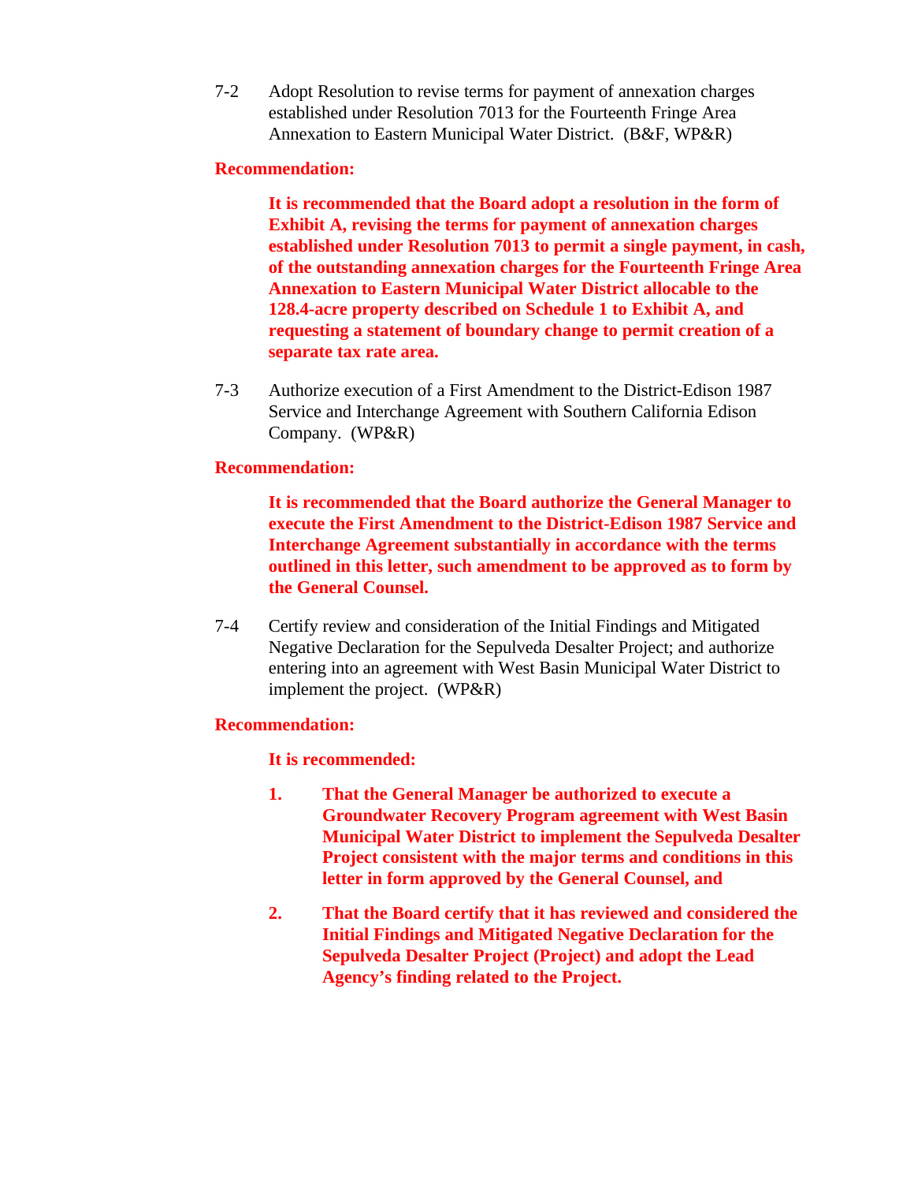7-2 Adopt Resolution to revise terms for payment of annexation charges established under Resolution 7013 for the Fourteenth Fringe Area Annexation to Eastern Municipal Water District. (B&F, WP&R)

**Recommendation:**

**It is recommended that the Board adopt a resolution in the form of Exhibit A, revising the terms for payment of annexation charges established under Resolution 7013 to permit a single payment, in cash, of the outstanding annexation charges for the Fourteenth Fringe Area Annexation to Eastern Municipal Water District allocable to the 128.4-acre property described on Schedule 1 to Exhibit A, and requesting a statement of boundary change to permit creation of a separate tax rate area.**

7-3 Authorize execution of a First Amendment to the District-Edison 1987 Service and Interchange Agreement with Southern California Edison Company. (WP&R)

**Recommendation:**

**It is recommended that the Board authorize the General Manager to execute the First Amendment to the District-Edison 1987 Service and Interchange Agreement substantially in accordance with the terms outlined in this letter, such amendment to be approved as to form by the General Counsel.**

7-4 Certify review and consideration of the Initial Findings and Mitigated Negative Declaration for the Sepulveda Desalter Project; and authorize entering into an agreement with West Basin Municipal Water District to implement the project. (WP&R)

**Recommendation:**

**It is recommended:**

1. **That the General Manager be authorized to execute a Groundwater Recovery Program agreement with West Basin Municipal Water District to implement the Sepulveda Desalter Project consistent with the major terms and conditions in this letter in form approved by the General Counsel, and**

2. **That the Board certify that it has reviewed and considered the Initial Findings and Mitigated Negative Declaration for the Sepulveda Desalter Project (Project) and adopt the Lead Agency's finding related to the Project.**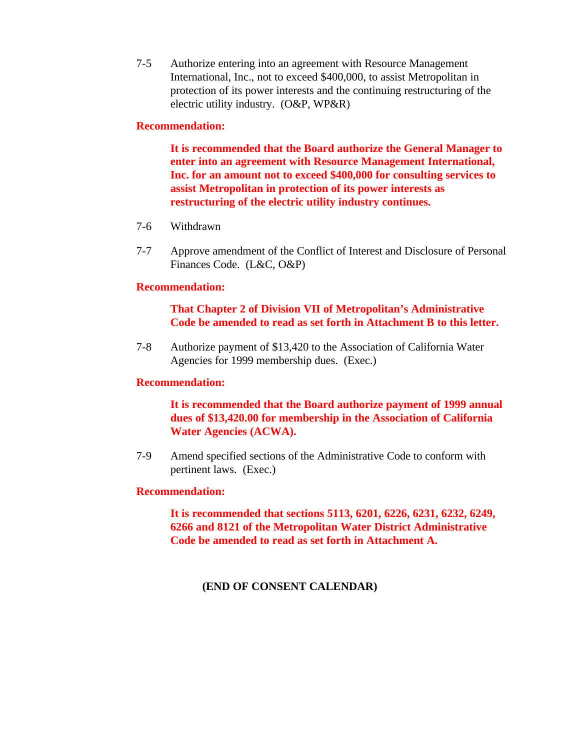7-5 Authorize entering into an agreement with Resource Management International, Inc., not to exceed $400,000, to assist Metropolitan in protection of its power interests and the continuing restructuring of the electric utility industry. (O&P, WP&R)

**Recommendation:**

> **It is recommended that the Board authorize the General Manager to enter into an agreement with Resource Management International, Inc. for an amount not to exceed $400,000 for consulting services to assist Metropolitan in protection of its power interests as restructuring of the electric utility industry continues.**

7-6 Withdrawn

7-7 Approve amendment of the Conflict of Interest and Disclosure of Personal Finances Code. (L&C, O&P)

**Recommendation:**

> **That Chapter 2 of Division VII of Metropolitan's Administrative Code be amended to read as set forth in Attachment B to this letter.**

7-8 Authorize payment of $13,420 to the Association of California Water Agencies for 1999 membership dues. (Exec.)

**Recommendation:**

> **It is recommended that the Board authorize payment of 1999 annual dues of $13,420.00 for membership in the Association of California Water Agencies (ACWA).**

7-9 Amend specified sections of the Administrative Code to conform with pertinent laws. (Exec.)

**Recommendation:**

> **It is recommended that sections 5113, 6201, 6226, 6231, 6232, 6249, 6266 and 8121 of the Metropolitan Water District Administrative Code be amended to read as set forth in Attachment A.**

**(END OF CONSENT CALENDAR)**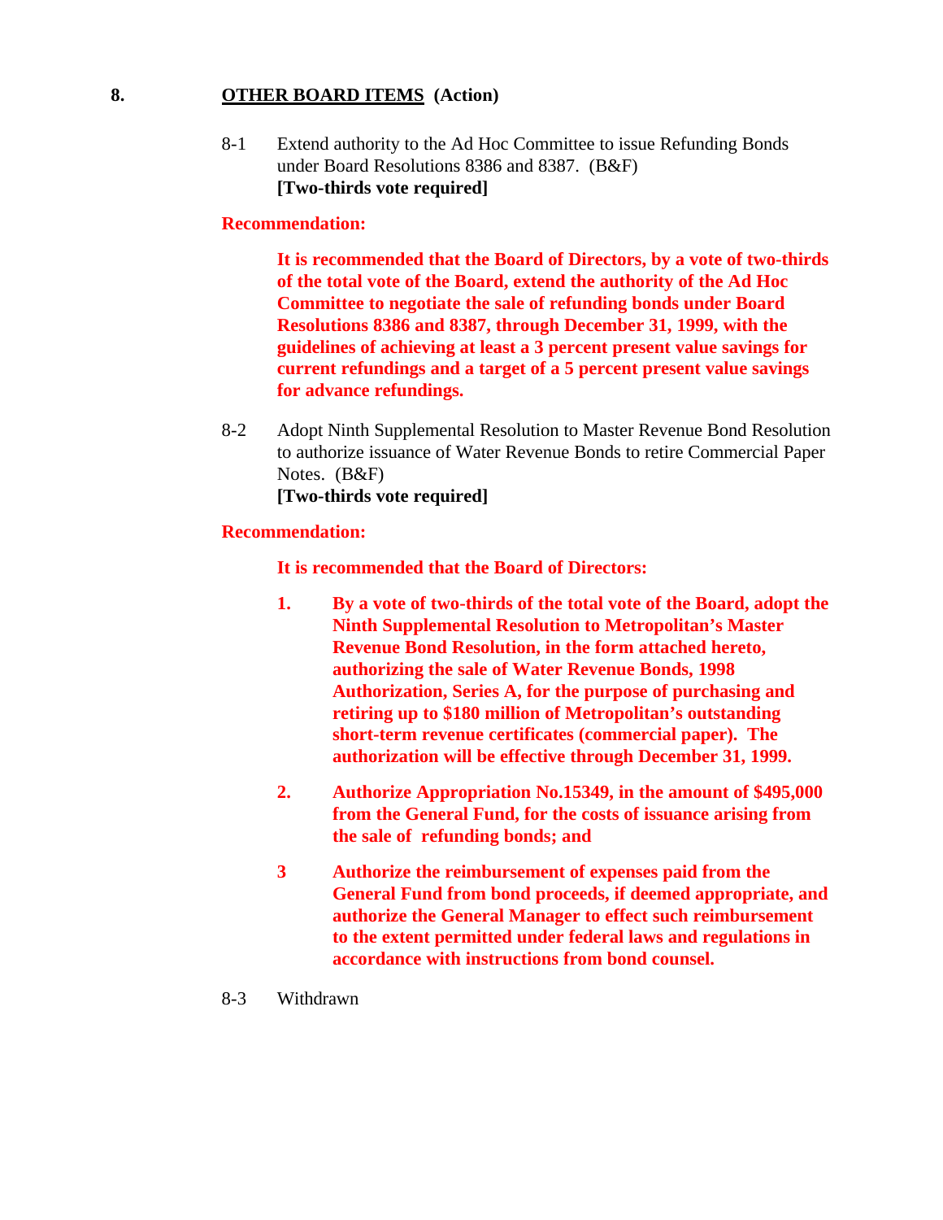## 8. OTHER BOARD ITEMS (Action)

8-1 Extend authority to the Ad Hoc Committee to issue Refunding Bonds under Board Resolutions 8386 and 8387. (B&F)
**[Two-thirds vote required]**

**Recommendation:**

**It is recommended that the Board of Directors, by a vote of two-thirds of the total vote of the Board, extend the authority of the Ad Hoc Committee to negotiate the sale of refunding bonds under Board Resolutions 8386 and 8387, through December 31, 1999, with the guidelines of achieving at least a 3 percent present value savings for current refundings and a target of a 5 percent present value savings for advance refundings.**

8-2 Adopt Ninth Supplemental Resolution to Master Revenue Bond Resolution to authorize issuance of Water Revenue Bonds to retire Commercial Paper Notes. (B&F)
**[Two-thirds vote required]**

**Recommendation:**

**It is recommended that the Board of Directors:**

1. **By a vote of two-thirds of the total vote of the Board, adopt the Ninth Supplemental Resolution to Metropolitan's Master Revenue Bond Resolution, in the form attached hereto, authorizing the sale of Water Revenue Bonds, 1998 Authorization, Series A, for the purpose of purchasing and retiring up to $180 million of Metropolitan's outstanding short-term revenue certificates (commercial paper). The authorization will be effective through December 31, 1999.**

2. **Authorize Appropriation No.15349, in the amount of $495,000 from the General Fund, for the costs of issuance arising from the sale of refunding bonds; and**

3 **Authorize the reimbursement of expenses paid from the General Fund from bond proceeds, if deemed appropriate, and authorize the General Manager to effect such reimbursement to the extent permitted under federal laws and regulations in accordance with instructions from bond counsel.**

8-3 Withdrawn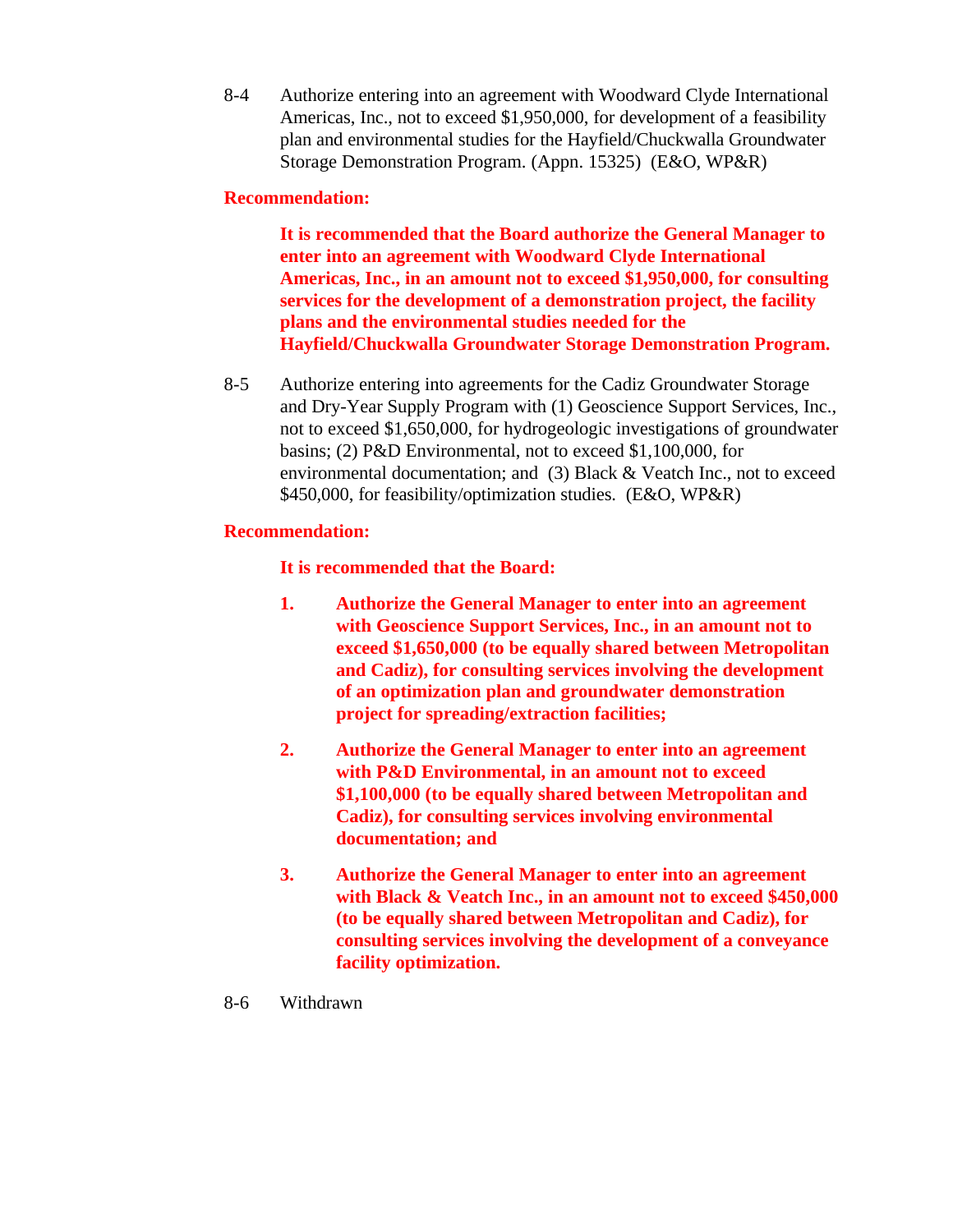8-4 Authorize entering into an agreement with Woodward Clyde International Americas, Inc., not to exceed $1,950,000, for development of a feasibility plan and environmental studies for the Hayfield/Chuckwalla Groundwater Storage Demonstration Program. (Appn. 15325) (E&O, WP&R)

**Recommendation:**

**It is recommended that the Board authorize the General Manager to enter into an agreement with Woodward Clyde International Americas, Inc., in an amount not to exceed $1,950,000, for consulting services for the development of a demonstration project, the facility plans and the environmental studies needed for the Hayfield/Chuckwalla Groundwater Storage Demonstration Program.**

8-5 Authorize entering into agreements for the Cadiz Groundwater Storage and Dry-Year Supply Program with (1) Geoscience Support Services, Inc., not to exceed $1,650,000, for hydrogeologic investigations of groundwater basins; (2) P&D Environmental, not to exceed $1,100,000, for environmental documentation; and (3) Black & Veatch Inc., not to exceed $450,000, for feasibility/optimization studies. (E&O, WP&R)

**Recommendation:**

**It is recommended that the Board:**

1. **Authorize the General Manager to enter into an agreement with Geoscience Support Services, Inc., in an amount not to exceed $1,650,000 (to be equally shared between Metropolitan and Cadiz), for consulting services involving the development of an optimization plan and groundwater demonstration project for spreading/extraction facilities;**

2. **Authorize the General Manager to enter into an agreement with P&D Environmental, in an amount not to exceed $1,100,000 (to be equally shared between Metropolitan and Cadiz), for consulting services involving environmental documentation; and**

3. **Authorize the General Manager to enter into an agreement with Black & Veatch Inc., in an amount not to exceed $450,000 (to be equally shared between Metropolitan and Cadiz), for consulting services involving the development of a conveyance facility optimization.**

8-6 Withdrawn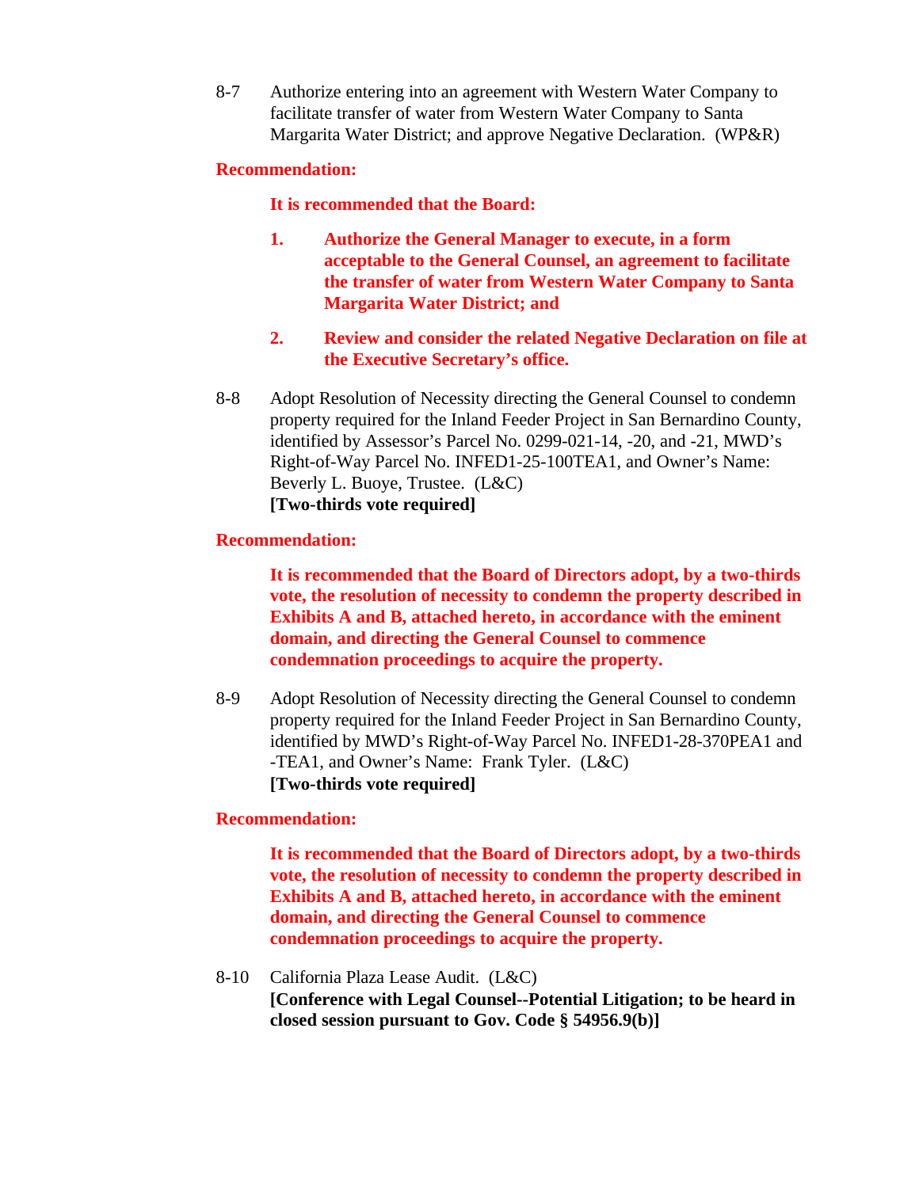8-7 Authorize entering into an agreement with Western Water Company to facilitate transfer of water from Western Water Company to Santa Margarita Water District; and approve Negative Declaration. (WP&R)

**Recommendation:**

**It is recommended that the Board:**

1. **Authorize the General Manager to execute, in a form acceptable to the General Counsel, an agreement to facilitate the transfer of water from Western Water Company to Santa Margarita Water District; and**

2. **Review and consider the related Negative Declaration on file at the Executive Secretary's office.**

8-8 Adopt Resolution of Necessity directing the General Counsel to condemn property required for the Inland Feeder Project in San Bernardino County, identified by Assessor's Parcel No. 0299-021-14, -20, and -21, MWD's Right-of-Way Parcel No. INFED1-25-100TEA1, and Owner's Name: Beverly L. Buoye, Trustee. (L&C)
**[Two-thirds vote required]**

**Recommendation:**

**It is recommended that the Board of Directors adopt, by a two-thirds vote, the resolution of necessity to condemn the property described in Exhibits A and B, attached hereto, in accordance with the eminent domain, and directing the General Counsel to commence condemnation proceedings to acquire the property.**

8-9 Adopt Resolution of Necessity directing the General Counsel to condemn property required for the Inland Feeder Project in San Bernardino County, identified by MWD's Right-of-Way Parcel No. INFED1-28-370PEA1 and -TEA1, and Owner's Name: Frank Tyler. (L&C)
**[Two-thirds vote required]**

**Recommendation:**

**It is recommended that the Board of Directors adopt, by a two-thirds vote, the resolution of necessity to condemn the property described in Exhibits A and B, attached hereto, in accordance with the eminent domain, and directing the General Counsel to commence condemnation proceedings to acquire the property.**

8-10 California Plaza Lease Audit. (L&C)
**[Conference with Legal Counsel--Potential Litigation; to be heard in closed session pursuant to Gov. Code § 54956.9(b)]**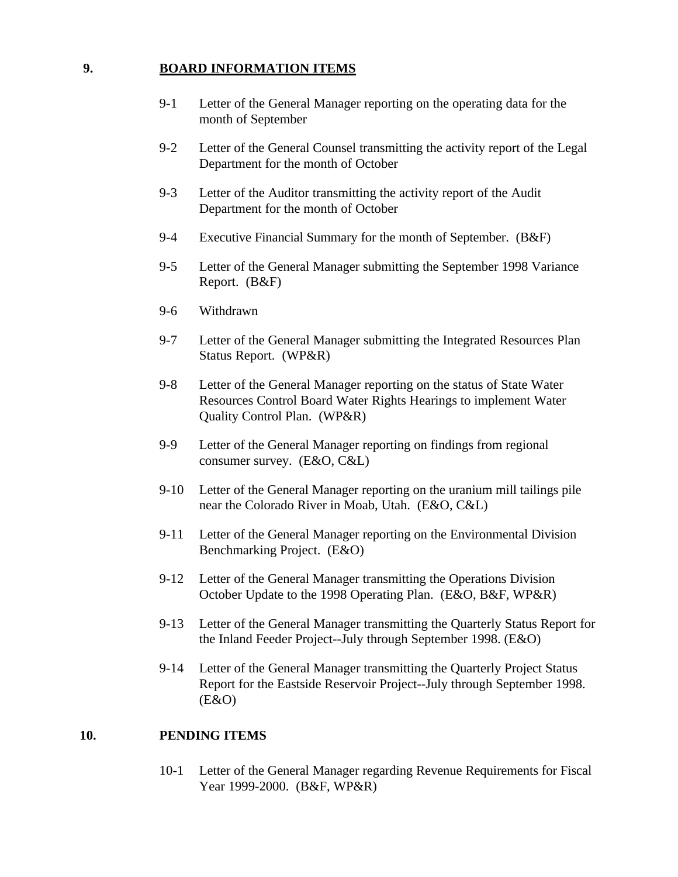## 9. BOARD INFORMATION ITEMS

9-1 Letter of the General Manager reporting on the operating data for the month of September

9-2 Letter of the General Counsel transmitting the activity report of the Legal Department for the month of October

9-3 Letter of the Auditor transmitting the activity report of the Audit Department for the month of October

9-4 Executive Financial Summary for the month of September. (B&F)

9-5 Letter of the General Manager submitting the September 1998 Variance Report. (B&F)

9-6 Withdrawn

9-7 Letter of the General Manager submitting the Integrated Resources Plan Status Report. (WP&R)

9-8 Letter of the General Manager reporting on the status of State Water Resources Control Board Water Rights Hearings to implement Water Quality Control Plan. (WP&R)

9-9 Letter of the General Manager reporting on findings from regional consumer survey. (E&O, C&L)

9-10 Letter of the General Manager reporting on the uranium mill tailings pile near the Colorado River in Moab, Utah. (E&O, C&L)

9-11 Letter of the General Manager reporting on the Environmental Division Benchmarking Project. (E&O)

9-12 Letter of the General Manager transmitting the Operations Division October Update to the 1998 Operating Plan. (E&O, B&F, WP&R)

9-13 Letter of the General Manager transmitting the Quarterly Status Report for the Inland Feeder Project--July through September 1998. (E&O)

9-14 Letter of the General Manager transmitting the Quarterly Project Status Report for the Eastside Reservoir Project--July through September 1998. (E&O)

## 10. PENDING ITEMS

10-1 Letter of the General Manager regarding Revenue Requirements for Fiscal Year 1999-2000. (B&F, WP&R)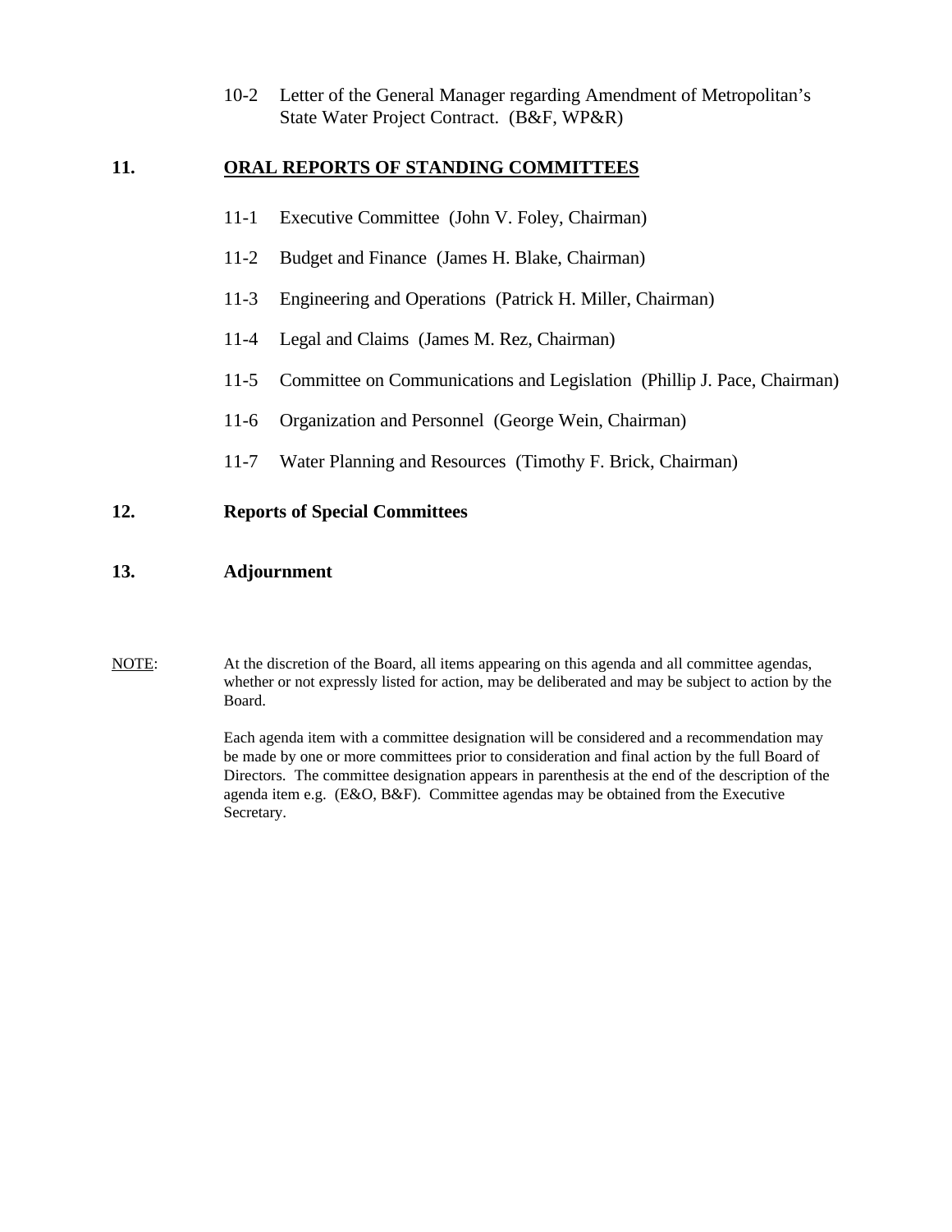10-2 Letter of the General Manager regarding Amendment of Metropolitan's State Water Project Contract. (B&F, WP&R)

## 11. ORAL REPORTS OF STANDING COMMITTEES

11-1 Executive Committee (John V. Foley, Chairman)

11-2 Budget and Finance (James H. Blake, Chairman)

11-3 Engineering and Operations (Patrick H. Miller, Chairman)

11-4 Legal and Claims (James M. Rez, Chairman)

11-5 Committee on Communications and Legislation (Phillip J. Pace, Chairman)

11-6 Organization and Personnel (George Wein, Chairman)

11-7 Water Planning and Resources (Timothy F. Brick, Chairman)

## 12. Reports of Special Committees

## 13. Adjournment

NOTE: At the discretion of the Board, all items appearing on this agenda and all committee agendas, whether or not expressly listed for action, may be deliberated and may be subject to action by the Board.

Each agenda item with a committee designation will be considered and a recommendation may be made by one or more committees prior to consideration and final action by the full Board of Directors. The committee designation appears in parenthesis at the end of the description of the agenda item e.g. (E&O, B&F). Committee agendas may be obtained from the Executive Secretary.